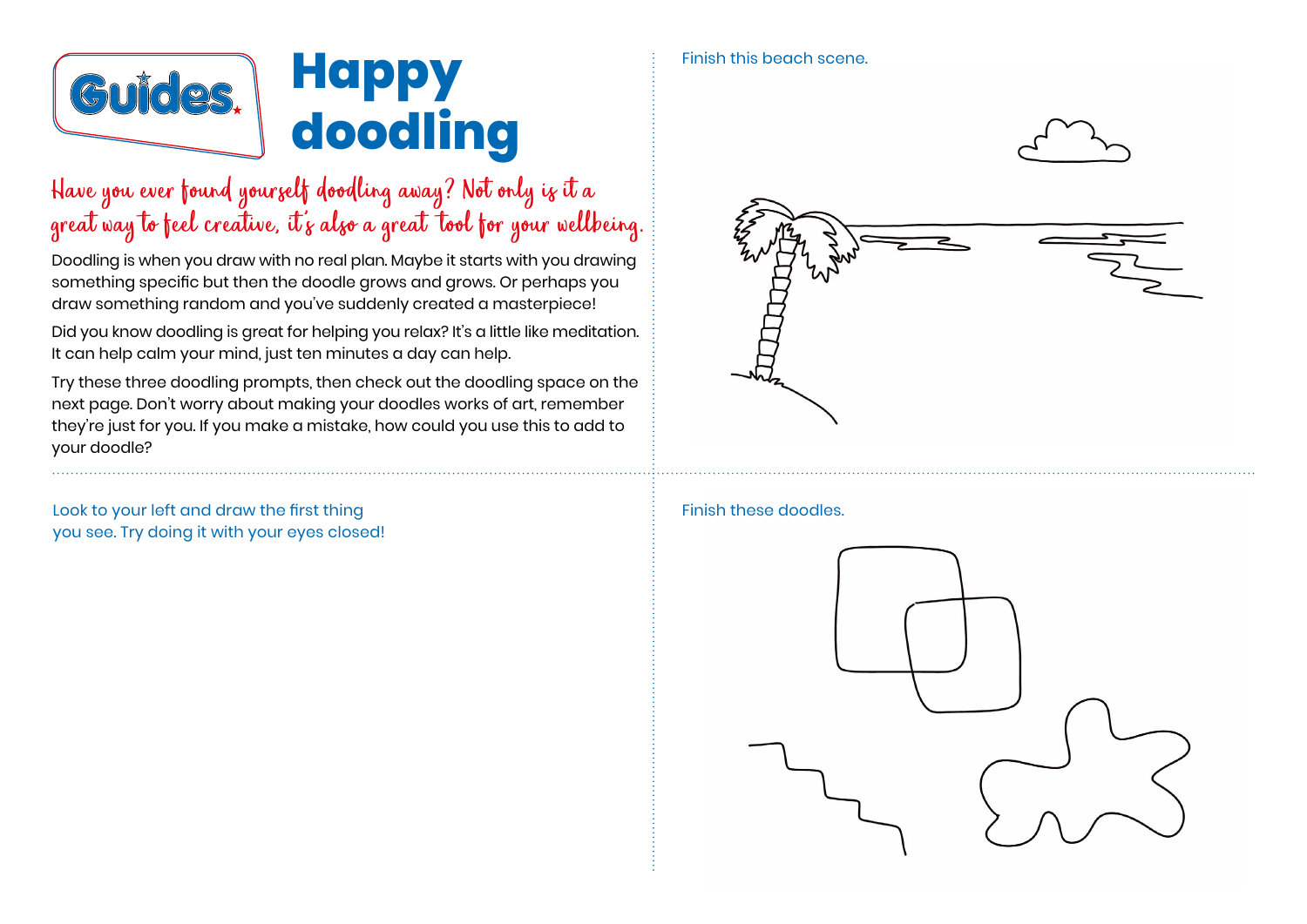Guides

# Happy doodling

*Have you ever found yourself doodling away? Not only is it a great way to feel creative, it's also a great tool for your wellbeing.*

Doodling is when you draw with no real plan. Maybe it starts with you drawing something specific but then the doodle grows and grows. Or perhaps you draw something random and you've suddenly created a masterpiece!

Did you know doodling is great for helping you relax? It's a little like meditation. It can help calm your mind, just ten minutes a day can help.

Try these three doodling prompts, then check out the doodling space on the next page. Don't worry about making your doodles works of art, remember they're just for you. If you make a mistake, how could you use this to add to your doodle?

Finish this beach scene.

Look to your left and draw the first thing you see. Try doing it with your eyes closed!

Finish these doodles.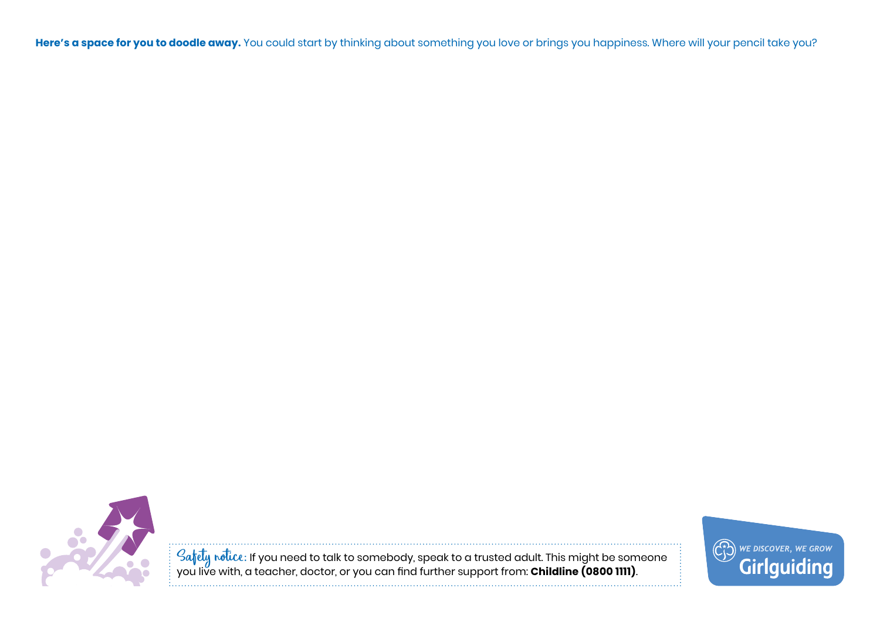**Here's a space for you to doodle away.** You could start by thinking about something you love or brings you happiness. Where will your pencil take you?

Safety notice: If you need to talk to somebody, speak to a trusted adult. This might be someone you live with, a teacher, doctor, or you can find further support from: **Childline (0800 1111)**.

WE DISCOVER, WE GROW
Girlguiding